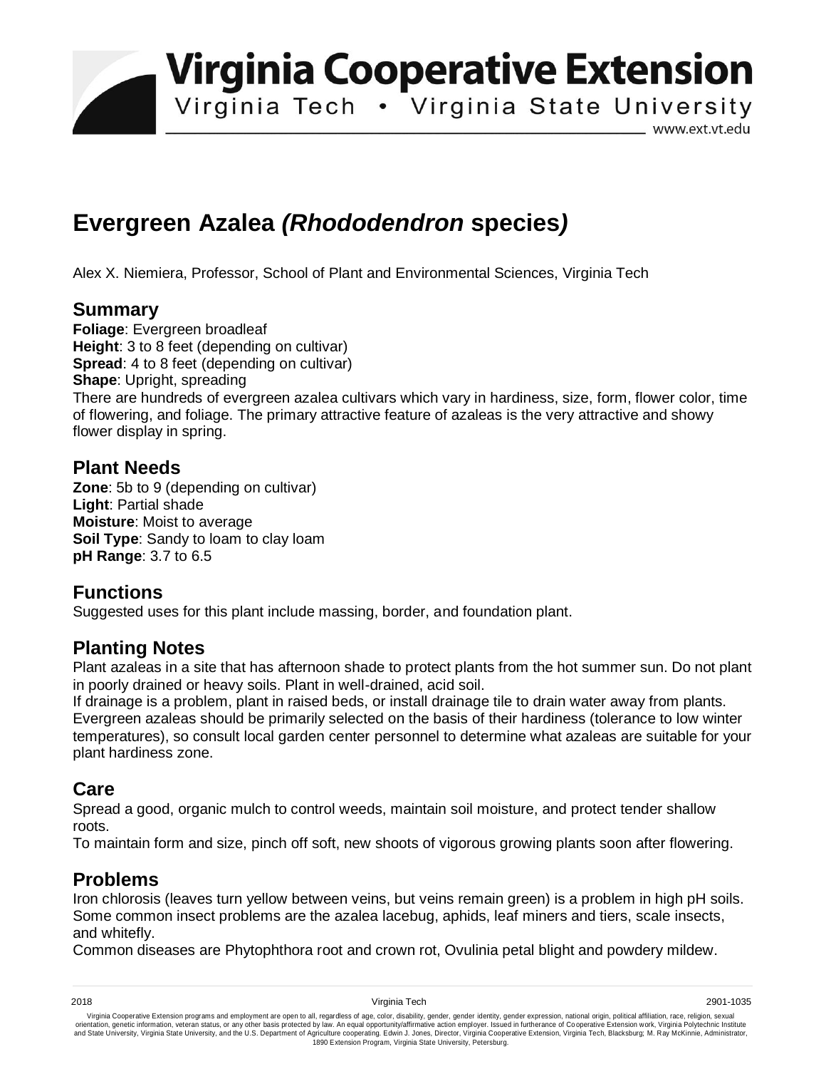# Virginia Cooperative Extension

Virginia Tech • Virginia State University

www.ext.vt.edu

# Evergreen Azalea *(Rhododendron* species*)*

Alex X. Niemiera, Professor, School of Plant and Environmental Sciences, Virginia Tech

## Summary

**Foliage**: Evergreen broadleaf
**Height**: 3 to 8 feet (depending on cultivar)
**Spread**: 4 to 8 feet (depending on cultivar)
**Shape**: Upright, spreading
There are hundreds of evergreen azalea cultivars which vary in hardiness, size, form, flower color, time of flowering, and foliage. The primary attractive feature of azaleas is the very attractive and showy flower display in spring.

## Plant Needs

**Zone**: 5b to 9 (depending on cultivar)
**Light**: Partial shade
**Moisture**: Moist to average
**Soil Type**: Sandy to loam to clay loam
**pH Range**: 3.7 to 6.5

## Functions

Suggested uses for this plant include massing, border, and foundation plant.

## Planting Notes

Plant azaleas in a site that has afternoon shade to protect plants from the hot summer sun. Do not plant in poorly drained or heavy soils. Plant in well-drained, acid soil.
If drainage is a problem, plant in raised beds, or install drainage tile to drain water away from plants.
Evergreen azaleas should be primarily selected on the basis of their hardiness (tolerance to low winter temperatures), so consult local garden center personnel to determine what azaleas are suitable for your plant hardiness zone.

## Care

Spread a good, organic mulch to control weeds, maintain soil moisture, and protect tender shallow roots.
To maintain form and size, pinch off soft, new shoots of vigorous growing plants soon after flowering.

## Problems

Iron chlorosis (leaves turn yellow between veins, but veins remain green) is a problem in high pH soils.
Some common insect problems are the azalea lacebug, aphids, leaf miners and tiers, scale insects, and whitefly.
Common diseases are Phytophthora root and crown rot, Ovulinia petal blight and powdery mildew.

2018 Virginia Tech 2901-1035

Virginia Cooperative Extension programs and employment are open to all, regardless of age, color, disability, gender, gender identity, gender expression, national origin, political affiliation, race, religion, sexual orientation, genetic information, veteran status, or any other basis protected by law. An equal opportunity/affirmative action employer. Issued in furtherance of Cooperative Extension work, Virginia Polytechnic Institute and State University, Virginia State University, and the U.S. Department of Agriculture cooperating. Edwin J. Jones, Director, Virginia Cooperative Extension, Virginia Tech, Blacksburg; M. Ray McKinnie, Administrator, 1890 Extension Program, Virginia State University, Petersburg.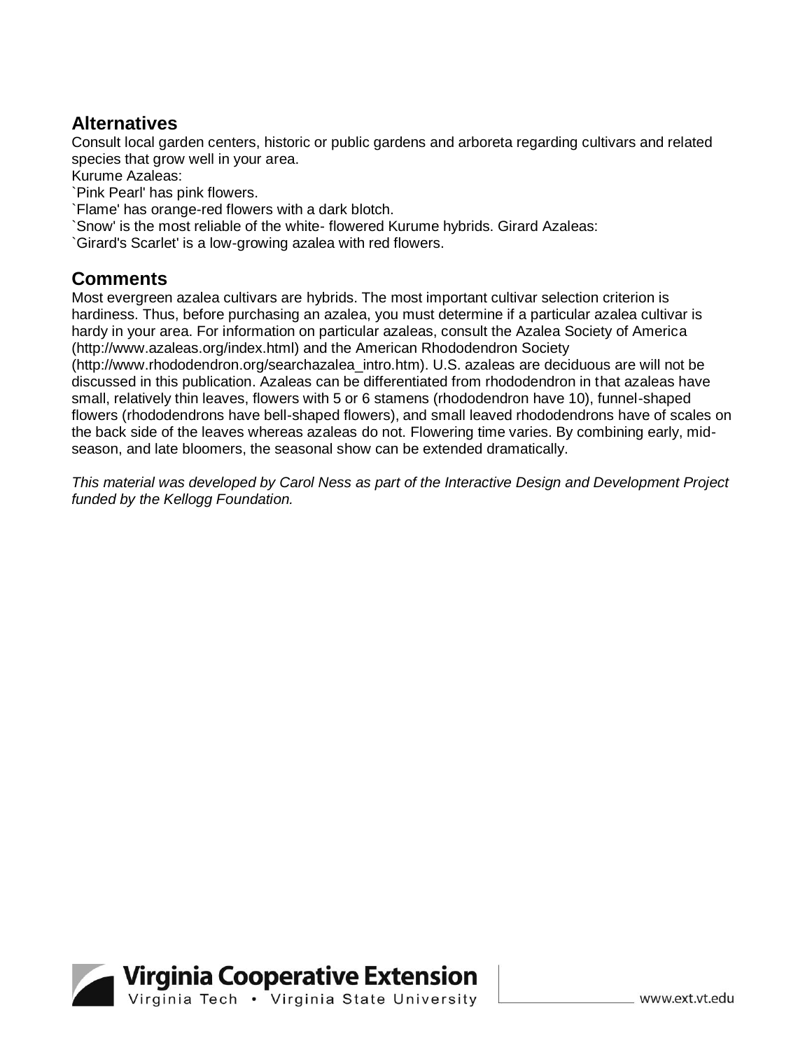## Alternatives

Consult local garden centers, historic or public gardens and arboreta regarding cultivars and related species that grow well in your area.

Kurume Azaleas:

`Pink Pearl' has pink flowers.

`Flame' has orange-red flowers with a dark blotch.

`Snow' is the most reliable of the white- flowered Kurume hybrids. Girard Azaleas:

`Girard's Scarlet' is a low-growing azalea with red flowers.

## Comments

Most evergreen azalea cultivars are hybrids. The most important cultivar selection criterion is hardiness. Thus, before purchasing an azalea, you must determine if a particular azalea cultivar is hardy in your area. For information on particular azaleas, consult the Azalea Society of America (http://www.azaleas.org/index.html) and the American Rhododendron Society (http://www.rhododendron.org/searchazalea_intro.htm). U.S. azaleas are deciduous are will not be discussed in this publication. Azaleas can be differentiated from rhododendron in that azaleas have small, relatively thin leaves, flowers with 5 or 6 stamens (rhododendron have 10), funnel-shaped flowers (rhododendrons have bell-shaped flowers), and small leaved rhododendrons have of scales on the back side of the leaves whereas azaleas do not. Flowering time varies. By combining early, mid-season, and late bloomers, the seasonal show can be extended dramatically.

*This material was developed by Carol Ness as part of the Interactive Design and Development Project funded by the Kellogg Foundation.*

Virginia Cooperative Extension
Virginia Tech • Virginia State University

www.ext.vt.edu